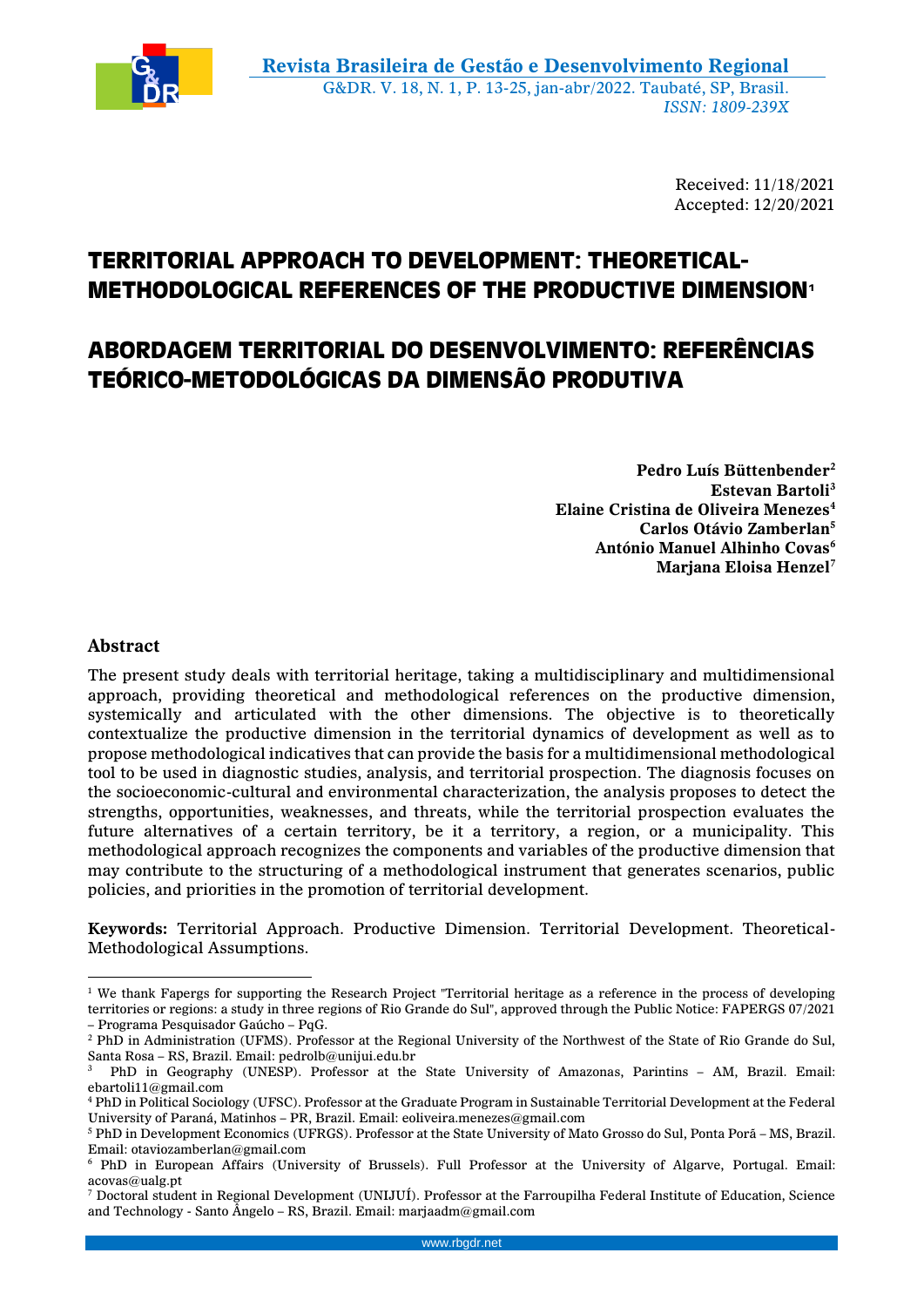Received: 11/18/2021
Accepted: 12/20/2021

# TERRITORIAL APPROACH TO DEVELOPMENT: THEORETICAL-METHODOLOGICAL REFERENCES OF THE PRODUCTIVE DIMENSION[1]

# ABORDAGEM TERRITORIAL DO DESENVOLVIMENTO: REFERÊNCIAS TEÓRICO-METODOLÓGICAS DA DIMENSÃO PRODUTIVA

**Pedro Luís Büttenbender[2]**
**Estevan Bartoli[3]**
**Elaine Cristina de Oliveira Menezes[4]**
**Carlos Otávio Zamberlan[5]**
**António Manuel Alhinho Covas[6]**
**Marjana Eloisa Henzel[7]**

## Abstract

The present study deals with territorial heritage, taking a multidisciplinary and multidimensional approach, providing theoretical and methodological references on the productive dimension, systemically and articulated with the other dimensions. The objective is to theoretically contextualize the productive dimension in the territorial dynamics of development as well as to propose methodological indicatives that can provide the basis for a multidimensional methodological tool to be used in diagnostic studies, analysis, and territorial prospection. The diagnosis focuses on the socioeconomic-cultural and environmental characterization, the analysis proposes to detect the strengths, opportunities, weaknesses, and threats, while the territorial prospection evaluates the future alternatives of a certain territory, be it a territory, a region, or a municipality. This methodological approach recognizes the components and variables of the productive dimension that may contribute to the structuring of a methodological instrument that generates scenarios, public policies, and priorities in the promotion of territorial development.

**Keywords:** Territorial Approach. Productive Dimension. Territorial Development. Theoretical-Methodological Assumptions.

---

[1] We thank Fapergs for supporting the Research Project "Territorial heritage as a reference in the process of developing territories or regions: a study in three regions of Rio Grande do Sul", approved through the Public Notice: FAPERGS 07/2021 – Programa Pesquisador Gaúcho – PqG.

[2] PhD in Administration (UFMS). Professor at the Regional University of the Northwest of the State of Rio Grande do Sul, Santa Rosa – RS, Brazil. Email: pedrolb@unijui.edu.br

[3] PhD in Geography (UNESP). Professor at the State University of Amazonas, Parintins – AM, Brazil. Email: ebartoli11@gmail.com

[4] PhD in Political Sociology (UFSC). Professor at the Graduate Program in Sustainable Territorial Development at the Federal University of Paraná, Matinhos – PR, Brazil. Email: eoliveira.menezes@gmail.com

[5] PhD in Development Economics (UFRGS). Professor at the State University of Mato Grosso do Sul, Ponta Porã – MS, Brazil. Email: otaviozamberlan@gmail.com

[6] PhD in European Affairs (University of Brussels). Full Professor at the University of Algarve, Portugal. Email: acovas@ualg.pt

[7] Doctoral student in Regional Development (UNIJUÍ). Professor at the Farroupilha Federal Institute of Education, Science and Technology - Santo Ângelo – RS, Brazil. Email: marjaadm@gmail.com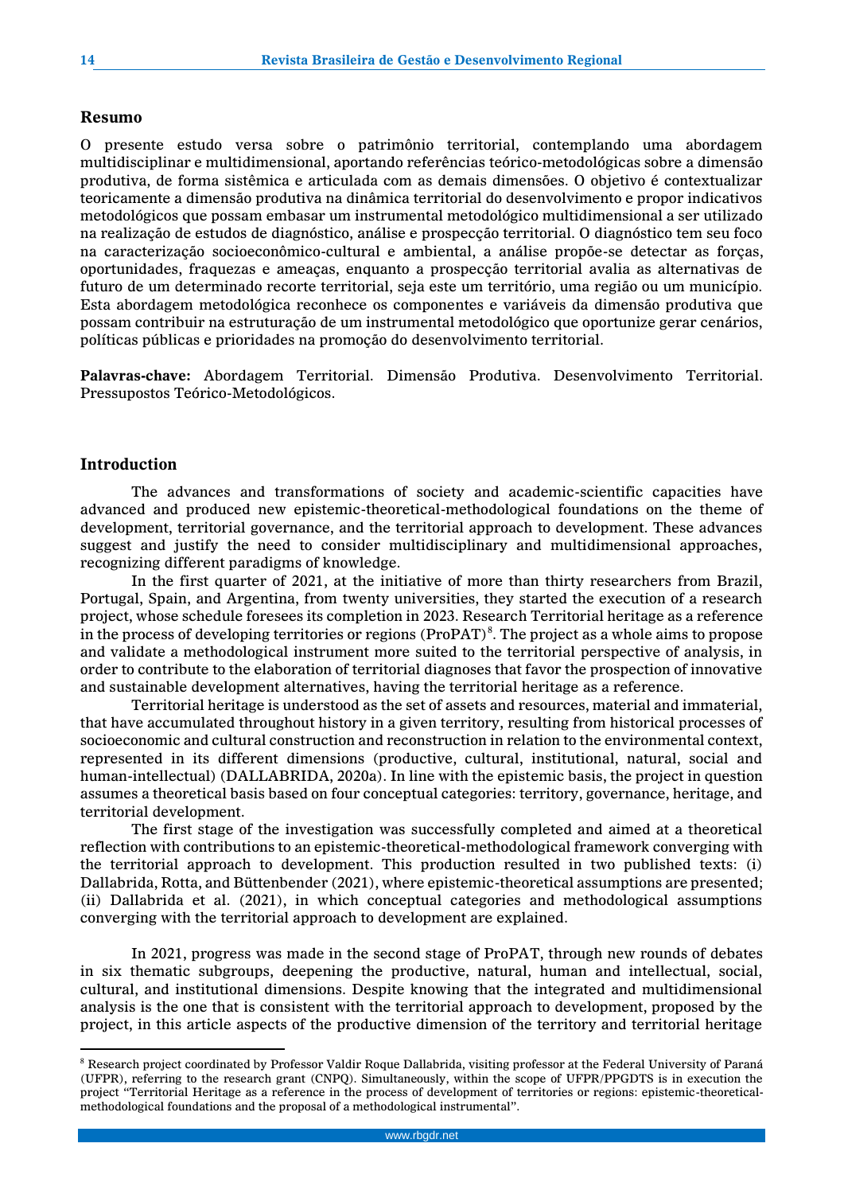## Resumo

O presente estudo versa sobre o patrimônio territorial, contemplando uma abordagem multidisciplinar e multidimensional, aportando referências teórico-metodológicas sobre a dimensão produtiva, de forma sistêmica e articulada com as demais dimensões. O objetivo é contextualizar teoricamente a dimensão produtiva na dinâmica territorial do desenvolvimento e propor indicativos metodológicos que possam embasar um instrumental metodológico multidimensional a ser utilizado na realização de estudos de diagnóstico, análise e prospecção territorial. O diagnóstico tem seu foco na caracterização socioeconômico-cultural e ambiental, a análise propõe-se detectar as forças, oportunidades, fraquezas e ameaças, enquanto a prospecção territorial avalia as alternativas de futuro de um determinado recorte territorial, seja este um território, uma região ou um município. Esta abordagem metodológica reconhece os componentes e variáveis da dimensão produtiva que possam contribuir na estruturação de um instrumental metodológico que oportunize gerar cenários, políticas públicas e prioridades na promoção do desenvolvimento territorial.

**Palavras-chave:** Abordagem Territorial. Dimensão Produtiva. Desenvolvimento Territorial. Pressupostos Teórico-Metodológicos.

## Introduction

The advances and transformations of society and academic-scientific capacities have advanced and produced new epistemic-theoretical-methodological foundations on the theme of development, territorial governance, and the territorial approach to development. These advances suggest and justify the need to consider multidisciplinary and multidimensional approaches, recognizing different paradigms of knowledge.

In the first quarter of 2021, at the initiative of more than thirty researchers from Brazil, Portugal, Spain, and Argentina, from twenty universities, they started the execution of a research project, whose schedule foresees its completion in 2023. Research Territorial heritage as a reference in the process of developing territories or regions (ProPAT)[8]. The project as a whole aims to propose and validate a methodological instrument more suited to the territorial perspective of analysis, in order to contribute to the elaboration of territorial diagnoses that favor the prospection of innovative and sustainable development alternatives, having the territorial heritage as a reference.

Territorial heritage is understood as the set of assets and resources, material and immaterial, that have accumulated throughout history in a given territory, resulting from historical processes of socioeconomic and cultural construction and reconstruction in relation to the environmental context, represented in its different dimensions (productive, cultural, institutional, natural, social and human-intellectual) (DALLABRIDA, 2020a). In line with the epistemic basis, the project in question assumes a theoretical basis based on four conceptual categories: territory, governance, heritage, and territorial development.

The first stage of the investigation was successfully completed and aimed at a theoretical reflection with contributions to an epistemic-theoretical-methodological framework converging with the territorial approach to development. This production resulted in two published texts: (i) Dallabrida, Rotta, and Büttenbender (2021), where epistemic-theoretical assumptions are presented; (ii) Dallabrida et al. (2021), in which conceptual categories and methodological assumptions converging with the territorial approach to development are explained.

In 2021, progress was made in the second stage of ProPAT, through new rounds of debates in six thematic subgroups, deepening the productive, natural, human and intellectual, social, cultural, and institutional dimensions. Despite knowing that the integrated and multidimensional analysis is the one that is consistent with the territorial approach to development, proposed by the project, in this article aspects of the productive dimension of the territory and territorial heritage

[8] Research project coordinated by Professor Valdir Roque Dallabrida, visiting professor at the Federal University of Paraná (UFPR), referring to the research grant (CNPQ). Simultaneously, within the scope of UFPR/PPGDTS is in execution the project "Territorial Heritage as a reference in the process of development of territories or regions: epistemic-theoretical-methodological foundations and the proposal of a methodological instrumental".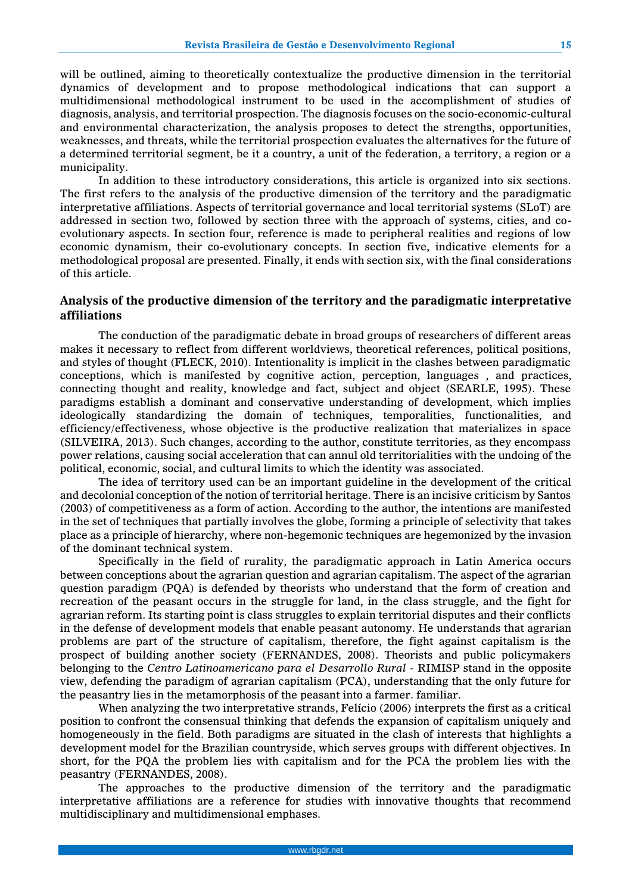will be outlined, aiming to theoretically contextualize the productive dimension in the territorial dynamics of development and to propose methodological indications that can support a multidimensional methodological instrument to be used in the accomplishment of studies of diagnosis, analysis, and territorial prospection. The diagnosis focuses on the socio-economic-cultural and environmental characterization, the analysis proposes to detect the strengths, opportunities, weaknesses, and threats, while the territorial prospection evaluates the alternatives for the future of a determined territorial segment, be it a country, a unit of the federation, a territory, a region or a municipality.

In addition to these introductory considerations, this article is organized into six sections. The first refers to the analysis of the productive dimension of the territory and the paradigmatic interpretative affiliations. Aspects of territorial governance and local territorial systems (SLoT) are addressed in section two, followed by section three with the approach of systems, cities, and co-evolutionary aspects. In section four, reference is made to peripheral realities and regions of low economic dynamism, their co-evolutionary concepts. In section five, indicative elements for a methodological proposal are presented. Finally, it ends with section six, with the final considerations of this article.

## Analysis of the productive dimension of the territory and the paradigmatic interpretative affiliations

The conduction of the paradigmatic debate in broad groups of researchers of different areas makes it necessary to reflect from different worldviews, theoretical references, political positions, and styles of thought (FLECK, 2010). Intentionality is implicit in the clashes between paradigmatic conceptions, which is manifested by cognitive action, perception, languages , and practices, connecting thought and reality, knowledge and fact, subject and object (SEARLE, 1995). These paradigms establish a dominant and conservative understanding of development, which implies ideologically standardizing the domain of techniques, temporalities, functionalities, and efficiency/effectiveness, whose objective is the productive realization that materializes in space (SILVEIRA, 2013). Such changes, according to the author, constitute territories, as they encompass power relations, causing social acceleration that can annul old territorialities with the undoing of the political, economic, social, and cultural limits to which the identity was associated.

The idea of territory used can be an important guideline in the development of the critical and decolonial conception of the notion of territorial heritage. There is an incisive criticism by Santos (2003) of competitiveness as a form of action. According to the author, the intentions are manifested in the set of techniques that partially involves the globe, forming a principle of selectivity that takes place as a principle of hierarchy, where non-hegemonic techniques are hegemonized by the invasion of the dominant technical system.

Specifically in the field of rurality, the paradigmatic approach in Latin America occurs between conceptions about the agrarian question and agrarian capitalism. The aspect of the agrarian question paradigm (PQA) is defended by theorists who understand that the form of creation and recreation of the peasant occurs in the struggle for land, in the class struggle, and the fight for agrarian reform. Its starting point is class struggles to explain territorial disputes and their conflicts in the defense of development models that enable peasant autonomy. He understands that agrarian problems are part of the structure of capitalism, therefore, the fight against capitalism is the prospect of building another society (FERNANDES, 2008). Theorists and public policymakers belonging to the *Centro Latinoamericano para el Desarrollo Rural* - RIMISP stand in the opposite view, defending the paradigm of agrarian capitalism (PCA), understanding that the only future for the peasantry lies in the metamorphosis of the peasant into a farmer. familiar.

When analyzing the two interpretative strands, Felício (2006) interprets the first as a critical position to confront the consensual thinking that defends the expansion of capitalism uniquely and homogeneously in the field. Both paradigms are situated in the clash of interests that highlights a development model for the Brazilian countryside, which serves groups with different objectives. In short, for the PQA the problem lies with capitalism and for the PCA the problem lies with the peasantry (FERNANDES, 2008).

The approaches to the productive dimension of the territory and the paradigmatic interpretative affiliations are a reference for studies with innovative thoughts that recommend multidisciplinary and multidimensional emphases.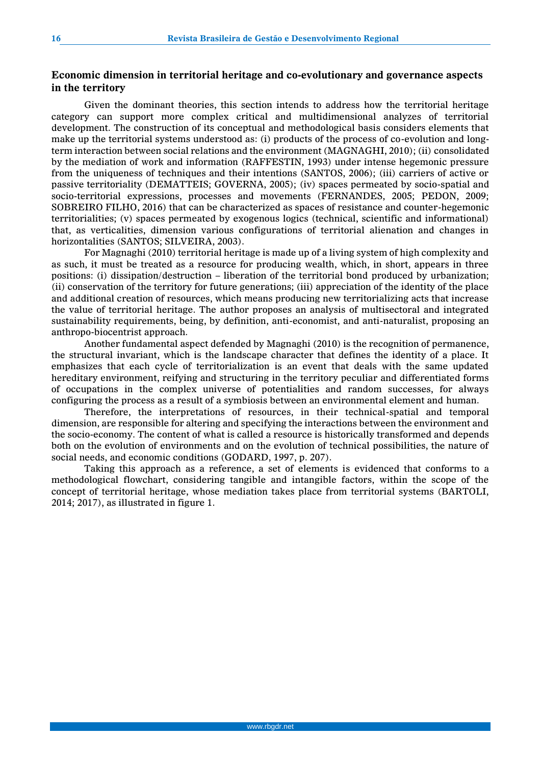## Economic dimension in territorial heritage and co-evolutionary and governance aspects in the territory

Given the dominant theories, this section intends to address how the territorial heritage category can support more complex critical and multidimensional analyzes of territorial development. The construction of its conceptual and methodological basis considers elements that make up the territorial systems understood as: (i) products of the process of co-evolution and long-term interaction between social relations and the environment (MAGNAGHI, 2010); (ii) consolidated by the mediation of work and information (RAFFESTIN, 1993) under intense hegemonic pressure from the uniqueness of techniques and their intentions (SANTOS, 2006); (iii) carriers of active or passive territoriality (DEMATTEIS; GOVERNA, 2005); (iv) spaces permeated by socio-spatial and socio-territorial expressions, processes and movements (FERNANDES, 2005; PEDON, 2009; SOBREIRO FILHO, 2016) that can be characterized as spaces of resistance and counter-hegemonic territorialities; (v) spaces permeated by exogenous logics (technical, scientific and informational) that, as verticalities, dimension various configurations of territorial alienation and changes in horizontalities (SANTOS; SILVEIRA, 2003).

For Magnaghi (2010) territorial heritage is made up of a living system of high complexity and as such, it must be treated as a resource for producing wealth, which, in short, appears in three positions: (i) dissipation/destruction – liberation of the territorial bond produced by urbanization; (ii) conservation of the territory for future generations; (iii) appreciation of the identity of the place and additional creation of resources, which means producing new territorializing acts that increase the value of territorial heritage. The author proposes an analysis of multisectoral and integrated sustainability requirements, being, by definition, anti-economist, and anti-naturalist, proposing an anthropo-biocentrist approach.

Another fundamental aspect defended by Magnaghi (2010) is the recognition of permanence, the structural invariant, which is the landscape character that defines the identity of a place. It emphasizes that each cycle of territorialization is an event that deals with the same updated hereditary environment, reifying and structuring in the territory peculiar and differentiated forms of occupations in the complex universe of potentialities and random successes, for always configuring the process as a result of a symbiosis between an environmental element and human.

Therefore, the interpretations of resources, in their technical-spatial and temporal dimension, are responsible for altering and specifying the interactions between the environment and the socio-economy. The content of what is called a resource is historically transformed and depends both on the evolution of environments and on the evolution of technical possibilities, the nature of social needs, and economic conditions (GODARD, 1997, p. 207).

Taking this approach as a reference, a set of elements is evidenced that conforms to a methodological flowchart, considering tangible and intangible factors, within the scope of the concept of territorial heritage, whose mediation takes place from territorial systems (BARTOLI, 2014; 2017), as illustrated in figure 1.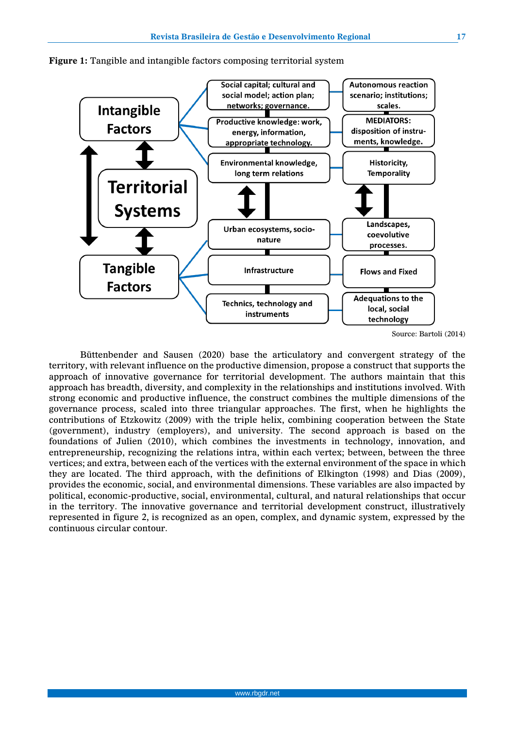**Figure 1:** Tangible and intangible factors composing territorial system

Intangible Factors

Territorial Systems

Tangible Factors

Social capital; cultural and social model; action plan; networks; governance.

Productive knowledge: work, energy, information, appropriate technology.

Environmental knowledge, long term relations

Autonomous reaction scenario; institutions; scales.

MEDIATORS: disposition of instruments, knowledge.

Historicity, Temporality

Urban ecosystems, socio-nature

Infrastructure

Technics, technology and instruments

Landscapes, coevolutive processes.

Flows and Fixed

Adequations to the local, social technology

Source: Bartoli (2014)

Büttenbender and Sausen (2020) base the articulatory and convergent strategy of the territory, with relevant influence on the productive dimension, propose a construct that supports the approach of innovative governance for territorial development. The authors maintain that this approach has breadth, diversity, and complexity in the relationships and institutions involved. With strong economic and productive influence, the construct combines the multiple dimensions of the governance process, scaled into three triangular approaches. The first, when he highlights the contributions of Etzkowitz (2009) with the triple helix, combining cooperation between the State (government), industry (employers), and university. The second approach is based on the foundations of Julien (2010), which combines the investments in technology, innovation, and entrepreneurship, recognizing the relations intra, within each vertex; between, between the three vertices; and extra, between each of the vertices with the external environment of the space in which they are located. The third approach, with the definitions of Elkington (1998) and Dias (2009), provides the economic, social, and environmental dimensions. These variables are also impacted by political, economic-productive, social, environmental, cultural, and natural relationships that occur in the territory. The innovative governance and territorial development construct, illustratively represented in figure 2, is recognized as an open, complex, and dynamic system, expressed by the continuous circular contour.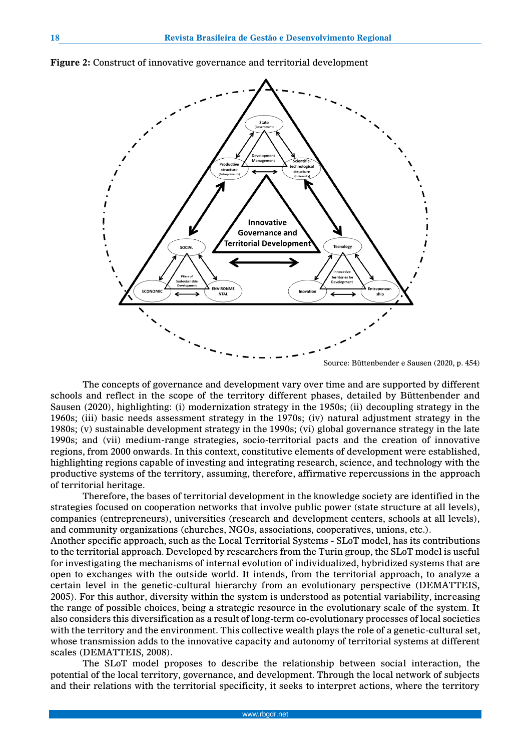**Figure 2:** Construct of innovative governance and territorial development

Source: Büttenbender e Sausen (2020, p. 454)

The concepts of governance and development vary over time and are supported by different schools and reflect in the scope of the territory different phases, detailed by Büttenbender and Sausen (2020), highlighting: (i) modernization strategy in the 1950s; (ii) decoupling strategy in the 1960s; (iii) basic needs assessment strategy in the 1970s; (iv) natural adjustment strategy in the 1980s; (v) sustainable development strategy in the 1990s; (vi) global governance strategy in the late 1990s; and (vii) medium-range strategies, socio-territorial pacts and the creation of innovative regions, from 2000 onwards. In this context, constitutive elements of development were established, highlighting regions capable of investing and integrating research, science, and technology with the productive systems of the territory, assuming, therefore, affirmative repercussions in the approach of territorial heritage.

Therefore, the bases of territorial development in the knowledge society are identified in the strategies focused on cooperation networks that involve public power (state structure at all levels), companies (entrepreneurs), universities (research and development centers, schools at all levels), and community organizations (churches, NGOs, associations, cooperatives, unions, etc.).

Another specific approach, such as the Local Territorial Systems - SLoT model, has its contributions to the territorial approach. Developed by researchers from the Turin group, the SLoT model is useful for investigating the mechanisms of internal evolution of individualized, hybridized systems that are open to exchanges with the outside world. It intends, from the territorial approach, to analyze a certain level in the genetic-cultural hierarchy from an evolutionary perspective (DEMATTEIS, 2005). For this author, diversity within the system is understood as potential variability, increasing the range of possible choices, being a strategic resource in the evolutionary scale of the system. It also considers this diversification as a result of long-term co-evolutionary processes of local societies with the territory and the environment. This collective wealth plays the role of a genetic-cultural set, whose transmission adds to the innovative capacity and autonomy of territorial systems at different scales (DEMATTEIS, 2008).

The SLoT model proposes to describe the relationship between social interaction, the potential of the local territory, governance, and development. Through the local network of subjects and their relations with the territorial specificity, it seeks to interpret actions, where the territory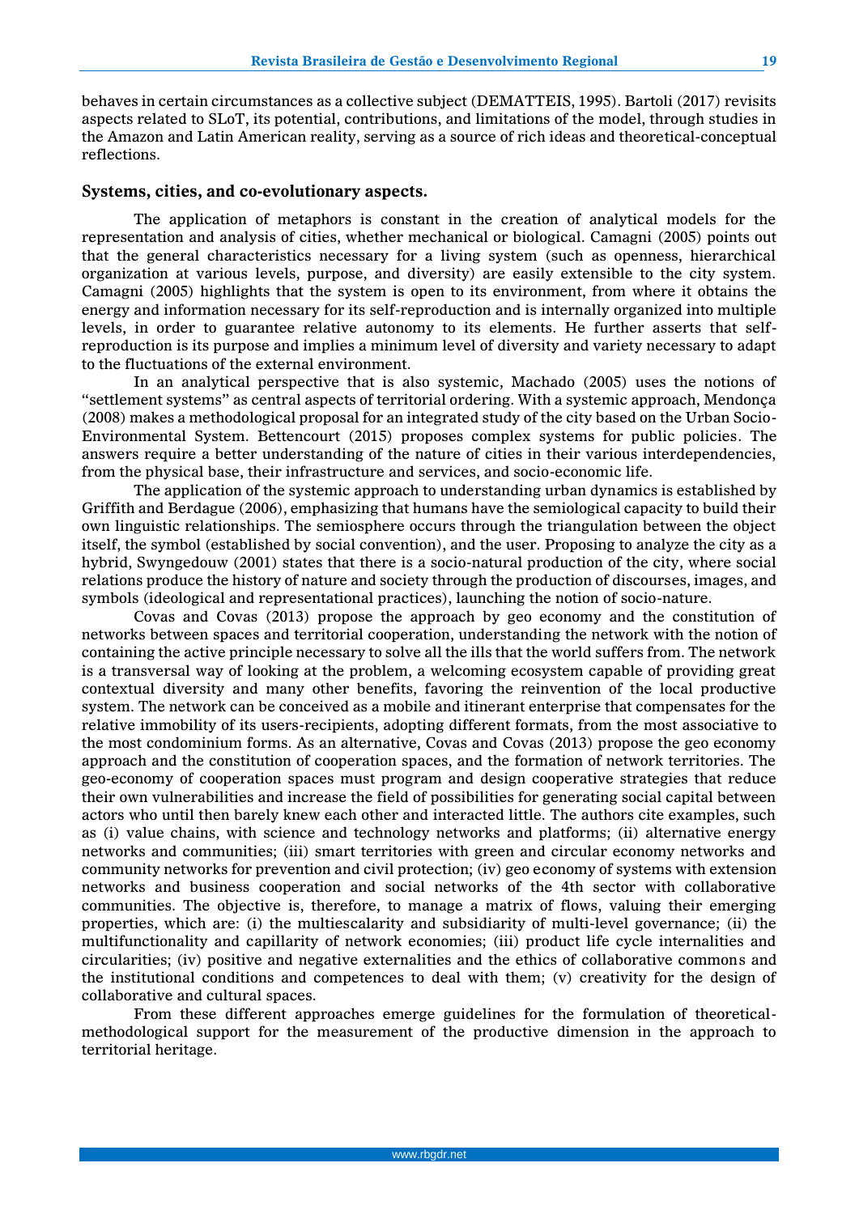behaves in certain circumstances as a collective subject (DEMATTEIS, 1995). Bartoli (2017) revisits aspects related to SLoT, its potential, contributions, and limitations of the model, through studies in the Amazon and Latin American reality, serving as a source of rich ideas and theoretical-conceptual reflections.

## Systems, cities, and co-evolutionary aspects.

The application of metaphors is constant in the creation of analytical models for the representation and analysis of cities, whether mechanical or biological. Camagni (2005) points out that the general characteristics necessary for a living system (such as openness, hierarchical organization at various levels, purpose, and diversity) are easily extensible to the city system. Camagni (2005) highlights that the system is open to its environment, from where it obtains the energy and information necessary for its self-reproduction and is internally organized into multiple levels, in order to guarantee relative autonomy to its elements. He further asserts that self-reproduction is its purpose and implies a minimum level of diversity and variety necessary to adapt to the fluctuations of the external environment.

In an analytical perspective that is also systemic, Machado (2005) uses the notions of "settlement systems" as central aspects of territorial ordering. With a systemic approach, Mendonça (2008) makes a methodological proposal for an integrated study of the city based on the Urban Socio-Environmental System. Bettencourt (2015) proposes complex systems for public policies. The answers require a better understanding of the nature of cities in their various interdependencies, from the physical base, their infrastructure and services, and socio-economic life.

The application of the systemic approach to understanding urban dynamics is established by Griffith and Berdague (2006), emphasizing that humans have the semiological capacity to build their own linguistic relationships. The semiosphere occurs through the triangulation between the object itself, the symbol (established by social convention), and the user. Proposing to analyze the city as a hybrid, Swyngedouw (2001) states that there is a socio-natural production of the city, where social relations produce the history of nature and society through the production of discourses, images, and symbols (ideological and representational practices), launching the notion of socio-nature.

Covas and Covas (2013) propose the approach by geo economy and the constitution of networks between spaces and territorial cooperation, understanding the network with the notion of containing the active principle necessary to solve all the ills that the world suffers from. The network is a transversal way of looking at the problem, a welcoming ecosystem capable of providing great contextual diversity and many other benefits, favoring the reinvention of the local productive system. The network can be conceived as a mobile and itinerant enterprise that compensates for the relative immobility of its users-recipients, adopting different formats, from the most associative to the most condominium forms. As an alternative, Covas and Covas (2013) propose the geo economy approach and the constitution of cooperation spaces, and the formation of network territories. The geo-economy of cooperation spaces must program and design cooperative strategies that reduce their own vulnerabilities and increase the field of possibilities for generating social capital between actors who until then barely knew each other and interacted little. The authors cite examples, such as (i) value chains, with science and technology networks and platforms; (ii) alternative energy networks and communities; (iii) smart territories with green and circular economy networks and community networks for prevention and civil protection; (iv) geo economy of systems with extension networks and business cooperation and social networks of the 4th sector with collaborative communities. The objective is, therefore, to manage a matrix of flows, valuing their emerging properties, which are: (i) the multiescalarity and subsidiarity of multi-level governance; (ii) the multifunctionality and capillarity of network economies; (iii) product life cycle internalities and circularities; (iv) positive and negative externalities and the ethics of collaborative commons and the institutional conditions and competences to deal with them; (v) creativity for the design of collaborative and cultural spaces.

From these different approaches emerge guidelines for the formulation of theoretical-methodological support for the measurement of the productive dimension in the approach to territorial heritage.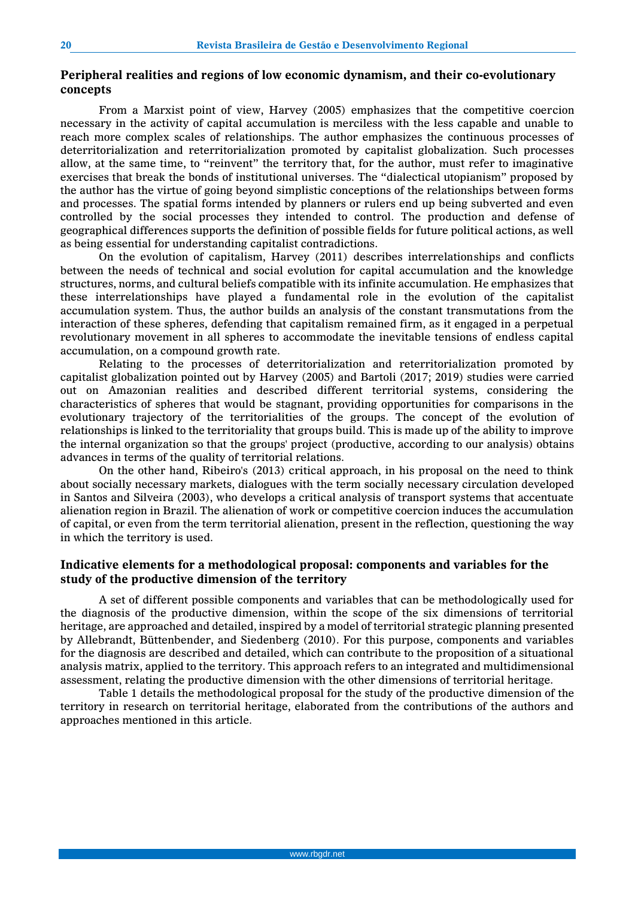## Peripheral realities and regions of low economic dynamism, and their co-evolutionary concepts

From a Marxist point of view, Harvey (2005) emphasizes that the competitive coercion necessary in the activity of capital accumulation is merciless with the less capable and unable to reach more complex scales of relationships. The author emphasizes the continuous processes of deterritorialization and reterritorialization promoted by capitalist globalization. Such processes allow, at the same time, to "reinvent" the territory that, for the author, must refer to imaginative exercises that break the bonds of institutional universes. The "dialectical utopianism" proposed by the author has the virtue of going beyond simplistic conceptions of the relationships between forms and processes. The spatial forms intended by planners or rulers end up being subverted and even controlled by the social processes they intended to control. The production and defense of geographical differences supports the definition of possible fields for future political actions, as well as being essential for understanding capitalist contradictions.

On the evolution of capitalism, Harvey (2011) describes interrelationships and conflicts between the needs of technical and social evolution for capital accumulation and the knowledge structures, norms, and cultural beliefs compatible with its infinite accumulation. He emphasizes that these interrelationships have played a fundamental role in the evolution of the capitalist accumulation system. Thus, the author builds an analysis of the constant transmutations from the interaction of these spheres, defending that capitalism remained firm, as it engaged in a perpetual revolutionary movement in all spheres to accommodate the inevitable tensions of endless capital accumulation, on a compound growth rate.

Relating to the processes of deterritorialization and reterritorialization promoted by capitalist globalization pointed out by Harvey (2005) and Bartoli (2017; 2019) studies were carried out on Amazonian realities and described different territorial systems, considering the characteristics of spheres that would be stagnant, providing opportunities for comparisons in the evolutionary trajectory of the territorialities of the groups. The concept of the evolution of relationships is linked to the territoriality that groups build. This is made up of the ability to improve the internal organization so that the groups' project (productive, according to our analysis) obtains advances in terms of the quality of territorial relations.

On the other hand, Ribeiro's (2013) critical approach, in his proposal on the need to think about socially necessary markets, dialogues with the term socially necessary circulation developed in Santos and Silveira (2003), who develops a critical analysis of transport systems that accentuate alienation region in Brazil. The alienation of work or competitive coercion induces the accumulation of capital, or even from the term territorial alienation, present in the reflection, questioning the way in which the territory is used.

## Indicative elements for a methodological proposal: components and variables for the study of the productive dimension of the territory

A set of different possible components and variables that can be methodologically used for the diagnosis of the productive dimension, within the scope of the six dimensions of territorial heritage, are approached and detailed, inspired by a model of territorial strategic planning presented by Allebrandt, Büttenbender, and Siedenberg (2010). For this purpose, components and variables for the diagnosis are described and detailed, which can contribute to the proposition of a situational analysis matrix, applied to the territory. This approach refers to an integrated and multidimensional assessment, relating the productive dimension with the other dimensions of territorial heritage.

Table 1 details the methodological proposal for the study of the productive dimension of the territory in research on territorial heritage, elaborated from the contributions of the authors and approaches mentioned in this article.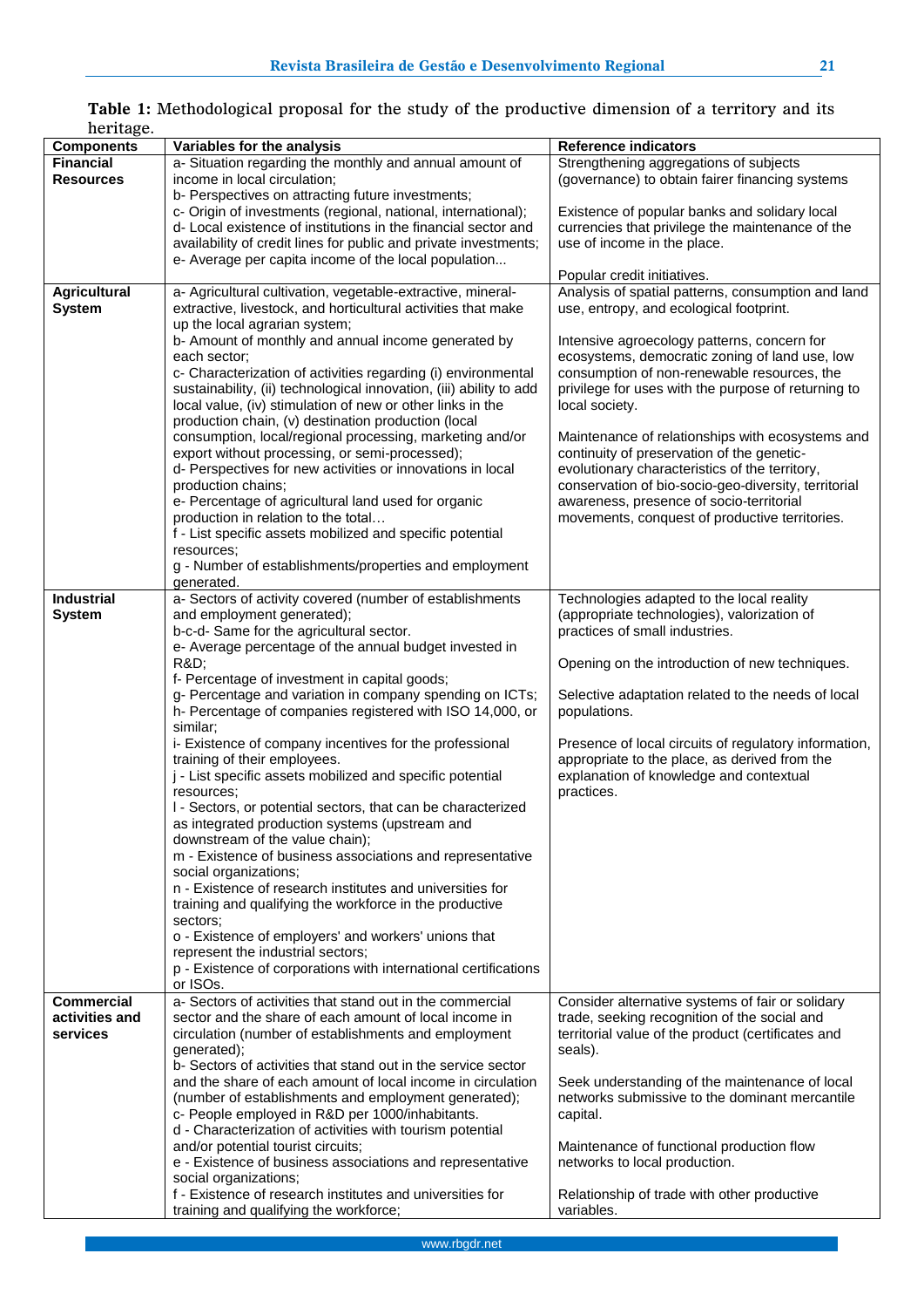**Table 1:** Methodological proposal for the study of the productive dimension of a territory and its heritage.

| Components | Variables for the analysis | Reference indicators |
|---|---|---|
| **Financial Resources** | a- Situation regarding the monthly and annual amount of income in local circulation;<br>b- Perspectives on attracting future investments;<br>c- Origin of investments (regional, national, international);<br>d- Local existence of institutions in the financial sector and availability of credit lines for public and private investments;<br>e- Average per capita income of the local population... | Strengthening aggregations of subjects (governance) to obtain fairer financing systems<br><br>Existence of popular banks and solidary local currencies that privilege the maintenance of the use of income in the place.<br><br>Popular credit initiatives. |
| **Agricultural System** | a- Agricultural cultivation, vegetable-extractive, mineral-extractive, livestock, and horticultural activities that make up the local agrarian system;<br>b- Amount of monthly and annual income generated by each sector;<br>c- Characterization of activities regarding (i) environmental sustainability, (ii) technological innovation, (iii) ability to add local value, (iv) stimulation of new or other links in the production chain, (v) destination production (local consumption, local/regional processing, marketing and/or export without processing, or semi-processed);<br>d- Perspectives for new activities or innovations in local production chains;<br>e- Percentage of agricultural land used for organic production in relation to the total…<br>f - List specific assets mobilized and specific potential resources;<br>g - Number of establishments/properties and employment generated. | Analysis of spatial patterns, consumption and land use, entropy, and ecological footprint.<br><br>Intensive agroecology patterns, concern for ecosystems, democratic zoning of land use, low consumption of non-renewable resources, the privilege for uses with the purpose of returning to local society.<br><br>Maintenance of relationships with ecosystems and continuity of preservation of the genetic-evolutionary characteristics of the territory, conservation of bio-socio-geo-diversity, territorial awareness, presence of socio-territorial movements, conquest of productive territories. |
| **Industrial System** | a- Sectors of activity covered (number of establishments and employment generated);<br>b-c-d- Same for the agricultural sector.<br>e- Average percentage of the annual budget invested in R&D;<br>f- Percentage of investment in capital goods;<br>g- Percentage and variation in company spending on ICTs;<br>h- Percentage of companies registered with ISO 14,000, or similar;<br>i- Existence of company incentives for the professional training of their employees.<br>j - List specific assets mobilized and specific potential resources;<br>l - Sectors, or potential sectors, that can be characterized as integrated production systems (upstream and downstream of the value chain);<br>m - Existence of business associations and representative social organizations;<br>n - Existence of research institutes and universities for training and qualifying the workforce in the productive sectors;<br>o - Existence of employers' and workers' unions that represent the industrial sectors;<br>p - Existence of corporations with international certifications or ISOs. | Technologies adapted to the local reality (appropriate technologies), valorization of practices of small industries.<br><br>Opening on the introduction of new techniques.<br><br>Selective adaptation related to the needs of local populations.<br><br>Presence of local circuits of regulatory information, appropriate to the place, as derived from the explanation of knowledge and contextual practices. |
| **Commercial activities and services** | a- Sectors of activities that stand out in the commercial sector and the share of each amount of local income in circulation (number of establishments and employment generated);<br>b- Sectors of activities that stand out in the service sector and the share of each amount of local income in circulation (number of establishments and employment generated);<br>c- People employed in R&D per 1000/inhabitants.<br>d - Characterization of activities with tourism potential and/or potential tourist circuits;<br>e - Existence of business associations and representative social organizations;<br>f - Existence of research institutes and universities for training and qualifying the workforce; | Consider alternative systems of fair or solidary trade, seeking recognition of the social and territorial value of the product (certificates and seals).<br><br>Seek understanding of the maintenance of local networks submissive to the dominant mercantile capital.<br><br>Maintenance of functional production flow networks to local production.<br><br>Relationship of trade with other productive variables. |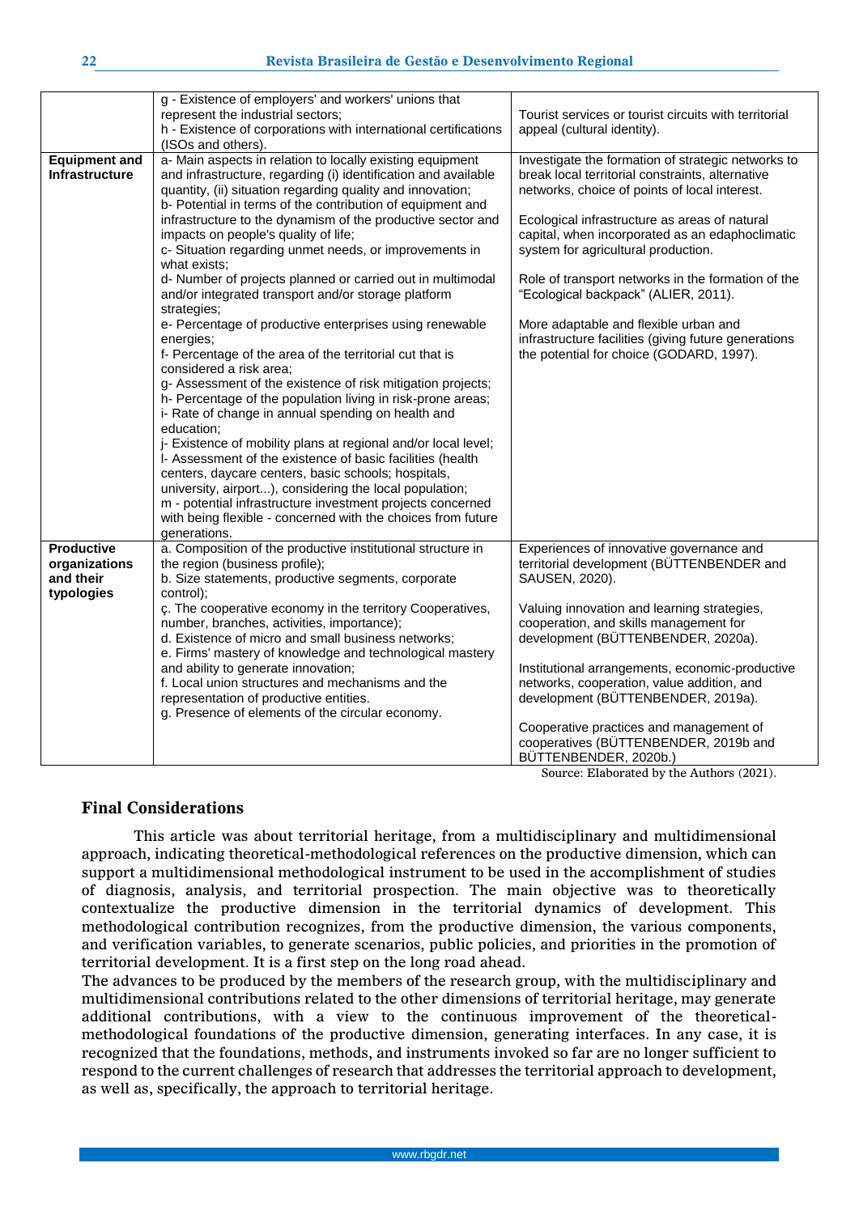| | | |
|---|---|---|
| | g - Existence of employers' and workers' unions that represent the industrial sectors;<br>h - Existence of corporations with international certifications (ISOs and others). | Tourist services or tourist circuits with territorial appeal (cultural identity). |
| **Equipment and Infrastructure** | a- Main aspects in relation to locally existing equipment and infrastructure, regarding (i) identification and available quantity, (ii) situation regarding quality and innovation;<br>b- Potential in terms of the contribution of equipment and infrastructure to the dynamism of the productive sector and impacts on people's quality of life;<br>c- Situation regarding unmet needs, or improvements in what exists;<br>d- Number of projects planned or carried out in multimodal and/or integrated transport and/or storage platform strategies;<br>e- Percentage of productive enterprises using renewable energies;<br>f- Percentage of the area of the territorial cut that is considered a risk area;<br>g- Assessment of the existence of risk mitigation projects;<br>h- Percentage of the population living in risk-prone areas;<br>i- Rate of change in annual spending on health and education;<br>j- Existence of mobility plans at regional and/or local level;<br>l- Assessment of the existence of basic facilities (health centers, daycare centers, basic schools; hospitals, university, airport...), considering the local population;<br>m - potential infrastructure investment projects concerned with being flexible - concerned with the choices from future generations. | Investigate the formation of strategic networks to break local territorial constraints, alternative networks, choice of points of local interest.<br><br>Ecological infrastructure as areas of natural capital, when incorporated as an edaphoclimatic system for agricultural production.<br><br>Role of transport networks in the formation of the "Ecological backpack" (ALIER, 2011).<br><br>More adaptable and flexible urban and infrastructure facilities (giving future generations the potential for choice (GODARD, 1997). |
| **Productive organizations and their typologies** | a. Composition of the productive institutional structure in the region (business profile);<br>b. Size statements, productive segments, corporate control);<br>ç. The cooperative economy in the territory Cooperatives, number, branches, activities, importance);<br>d. Existence of micro and small business networks;<br>e. Firms' mastery of knowledge and technological mastery and ability to generate innovation;<br>f. Local union structures and mechanisms and the representation of productive entities.<br>g. Presence of elements of the circular economy. | Experiences of innovative governance and territorial development (BÜTTENBENDER and SAUSEN, 2020).<br><br>Valuing innovation and learning strategies, cooperation, and skills management for development (BÜTTENBENDER, 2020a).<br><br>Institutional arrangements, economic-productive networks, cooperation, value addition, and development (BÜTTENBENDER, 2019a).<br><br>Cooperative practices and management of cooperatives (BÜTTENBENDER, 2019b and BÜTTENBENDER, 2020b.) |

Source: Elaborated by the Authors (2021).

## Final Considerations

This article was about territorial heritage, from a multidisciplinary and multidimensional approach, indicating theoretical-methodological references on the productive dimension, which can support a multidimensional methodological instrument to be used in the accomplishment of studies of diagnosis, analysis, and territorial prospection. The main objective was to theoretically contextualize the productive dimension in the territorial dynamics of development. This methodological contribution recognizes, from the productive dimension, the various components, and verification variables, to generate scenarios, public policies, and priorities in the promotion of territorial development. It is a first step on the long road ahead.

The advances to be produced by the members of the research group, with the multidisciplinary and multidimensional contributions related to the other dimensions of territorial heritage, may generate additional contributions, with a view to the continuous improvement of the theoretical-methodological foundations of the productive dimension, generating interfaces. In any case, it is recognized that the foundations, methods, and instruments invoked so far are no longer sufficient to respond to the current challenges of research that addresses the territorial approach to development, as well as, specifically, the approach to territorial heritage.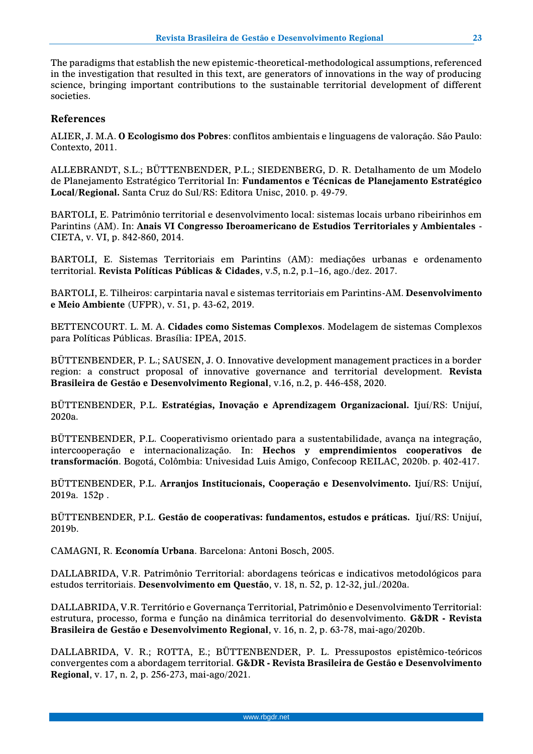The paradigms that establish the new epistemic-theoretical-methodological assumptions, referenced in the investigation that resulted in this text, are generators of innovations in the way of producing science, bringing important contributions to the sustainable territorial development of different societies.

## References

ALIER, J. M.A. **O Ecologismo dos Pobres**: conflitos ambientais e linguagens de valoração. São Paulo: Contexto, 2011.

ALLEBRANDT, S.L.; BÜTTENBENDER, P.L.; SIEDENBERG, D. R. Detalhamento de um Modelo de Planejamento Estratégico Territorial In: **Fundamentos e Técnicas de Planejamento Estratégico Local/Regional.** Santa Cruz do Sul/RS: Editora Unisc, 2010. p. 49-79.

BARTOLI, E. Patrimônio territorial e desenvolvimento local: sistemas locais urbano ribeirinhos em Parintins (AM). In: **Anais VI Congresso Iberoamericano de Estudios Territoriales y Ambientales** - CIETA, v. VI, p. 842-860, 2014.

BARTOLI, E. Sistemas Territoriais em Parintins (AM): mediações urbanas e ordenamento territorial. **Revista Políticas Públicas & Cidades**, v.5, n.2, p.1–16, ago./dez. 2017.

BARTOLI, E. Tilheiros: carpintaria naval e sistemas territoriais em Parintins-AM. **Desenvolvimento e Meio Ambiente** (UFPR), v. 51, p. 43-62, 2019.

BETTENCOURT. L. M. A. **Cidades como Sistemas Complexos**. Modelagem de sistemas Complexos para Políticas Públicas. Brasília: IPEA, 2015.

BÜTTENBENDER, P. L.; SAUSEN, J. O. Innovative development management practices in a border region: a construct proposal of innovative governance and territorial development. **Revista Brasileira de Gestão e Desenvolvimento Regional**, v.16, n.2, p. 446-458, 2020.

BÜTTENBENDER, P.L. **Estratégias, Inovação e Aprendizagem Organizacional.** Ijuí/RS: Unijuí, 2020a.

BÜTTENBENDER, P.L. Cooperativismo orientado para a sustentabilidade, avança na integração, intercooperação e internacionalização. In: **Hechos y emprendimientos cooperativos de transformación**. Bogotá, Colômbia: Univesidad Luis Amigo, Confecoop REILAC, 2020b. p. 402-417.

BÜTTENBENDER, P.L. **Arranjos Institucionais, Cooperação e Desenvolvimento.** Ijuí/RS: Unijuí, 2019a. 152p .

BÜTTENBENDER, P.L. **Gestão de cooperativas: fundamentos, estudos e práticas.** Ijuí/RS: Unijuí, 2019b.

CAMAGNI, R. **Economía Urbana**. Barcelona: Antoni Bosch, 2005.

DALLABRIDA, V.R. Patrimônio Territorial: abordagens teóricas e indicativos metodológicos para estudos territoriais. **Desenvolvimento em Questão**, v. 18, n. 52, p. 12-32, jul./2020a.

DALLABRIDA, V.R. Território e Governança Territorial, Patrimônio e Desenvolvimento Territorial: estrutura, processo, forma e função na dinâmica territorial do desenvolvimento. **G&DR - Revista Brasileira de Gestão e Desenvolvimento Regional**, v. 16, n. 2, p. 63-78, mai-ago/2020b.

DALLABRIDA, V. R.; ROTTA, E.; BÜTTENBENDER, P. L. Pressupostos epistêmico-teóricos convergentes com a abordagem territorial. **G&DR - Revista Brasileira de Gestão e Desenvolvimento Regional**, v. 17, n. 2, p. 256-273, mai-ago/2021.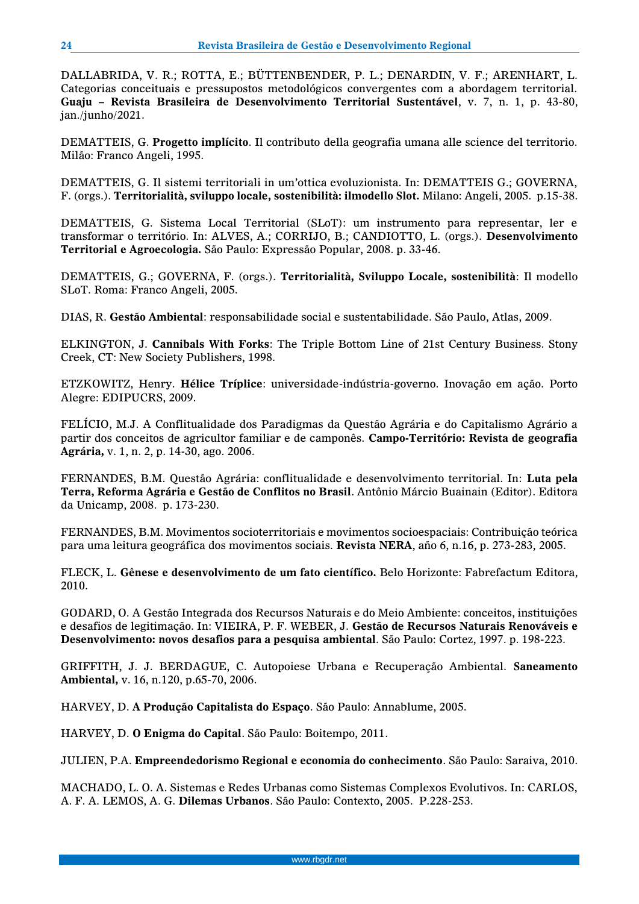DALLABRIDA, V. R.; ROTTA, E.; BÜTTENBENDER, P. L.; DENARDIN, V. F.; ARENHART, L. Categorias conceituais e pressupostos metodológicos convergentes com a abordagem territorial. **Guaju – Revista Brasileira de Desenvolvimento Territorial Sustentável**, v. 7, n. 1, p. 43-80, jan./junho/2021.

DEMATTEIS, G. **Progetto implícito**. Il contributo della geografia umana alle science del territorio. Milão: Franco Angeli, 1995.

DEMATTEIS, G. Il sistemi territoriali in um'ottica evoluzionista. In: DEMATTEIS G.; GOVERNA, F. (orgs.). **Territorialità, sviluppo locale, sostenibilità: ilmodello Slot.** Milano: Angeli, 2005. p.15-38.

DEMATTEIS, G. Sistema Local Territorial (SLoT): um instrumento para representar, ler e transformar o território. In: ALVES, A.; CORRIJO, B.; CANDIOTTO, L. (orgs.). **Desenvolvimento Territorial e Agroecologia.** São Paulo: Expressão Popular, 2008. p. 33-46.

DEMATTEIS, G.; GOVERNA, F. (orgs.). **Territorialità, Sviluppo Locale, sostenibilità**: Il modello SLoT. Roma: Franco Angeli, 2005.

DIAS, R. **Gestão Ambiental**: responsabilidade social e sustentabilidade. São Paulo, Atlas, 2009.

ELKINGTON, J. **Cannibals With Forks**: The Triple Bottom Line of 21st Century Business. Stony Creek, CT: New Society Publishers, 1998.

ETZKOWITZ, Henry. **Hélice Tríplice**: universidade-indústria-governo. Inovação em ação. Porto Alegre: EDIPUCRS, 2009.

FELÍCIO, M.J. A Conflitualidade dos Paradigmas da Questão Agrária e do Capitalismo Agrário a partir dos conceitos de agricultor familiar e de camponês. **Campo-Território: Revista de geografia Agrária,** v. 1, n. 2, p. 14-30, ago. 2006.

FERNANDES, B.M. Questão Agrária: conflitualidade e desenvolvimento territorial. In: **Luta pela Terra, Reforma Agrária e Gestão de Conflitos no Brasil**. Antônio Márcio Buainain (Editor). Editora da Unicamp, 2008. p. 173-230.

FERNANDES, B.M. Movimentos socioterritoriais e movimentos socioespaciais: Contribuição teórica para uma leitura geográfica dos movimentos sociais. **Revista NERA**, año 6, n.16, p. 273-283, 2005.

FLECK, L. **Gênese e desenvolvimento de um fato científico.** Belo Horizonte: Fabrefactum Editora, 2010.

GODARD, O. A Gestão Integrada dos Recursos Naturais e do Meio Ambiente: conceitos, instituições e desafios de legitimação. In: VIEIRA, P. F. WEBER, J. **Gestão de Recursos Naturais Renováveis e Desenvolvimento: novos desafios para a pesquisa ambiental**. São Paulo: Cortez, 1997. p. 198-223.

GRIFFITH, J. J. BERDAGUE, C. Autopoiese Urbana e Recuperação Ambiental. **Saneamento Ambiental,** v. 16, n.120, p.65-70, 2006.

HARVEY, D. **A Produção Capitalista do Espaço**. São Paulo: Annablume, 2005.

HARVEY, D. **O Enigma do Capital**. São Paulo: Boitempo, 2011.

JULIEN, P.A. **Empreendedorismo Regional e economia do conhecimento**. São Paulo: Saraiva, 2010.

MACHADO, L. O. A. Sistemas e Redes Urbanas como Sistemas Complexos Evolutivos. In: CARLOS, A. F. A. LEMOS, A. G. **Dilemas Urbanos**. São Paulo: Contexto, 2005. P.228-253.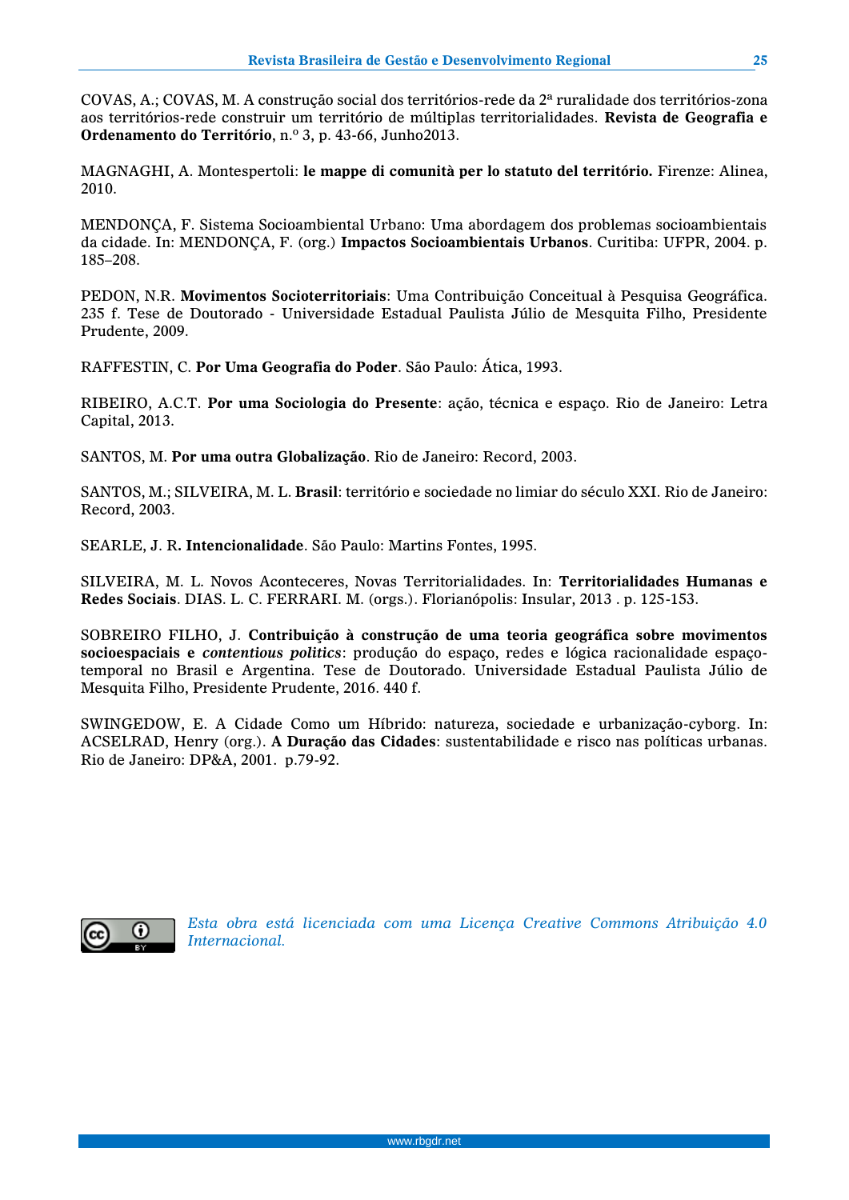COVAS, A.; COVAS, M. A construção social dos territórios-rede da 2ª ruralidade dos territórios-zona aos territórios-rede construir um território de múltiplas territorialidades. **Revista de Geografia e Ordenamento do Território**, n.º 3, p. 43-66, Junho2013.

MAGNAGHI, A. Montespertoli: **le mappe di comunità per lo statuto del territorio.** Firenze: Alinea, 2010.

MENDONÇA, F. Sistema Socioambiental Urbano: Uma abordagem dos problemas socioambientais da cidade. In: MENDONÇA, F. (org.) **Impactos Socioambientais Urbanos**. Curitiba: UFPR, 2004. p. 185–208.

PEDON, N.R. **Movimentos Socioterritoriais**: Uma Contribuição Conceitual à Pesquisa Geográfica. 235 f. Tese de Doutorado - Universidade Estadual Paulista Júlio de Mesquita Filho, Presidente Prudente, 2009.

RAFFESTIN, C. **Por Uma Geografia do Poder**. São Paulo: Ática, 1993.

RIBEIRO, A.C.T. **Por uma Sociologia do Presente**: ação, técnica e espaço. Rio de Janeiro: Letra Capital, 2013.

SANTOS, M. **Por uma outra Globalização**. Rio de Janeiro: Record, 2003.

SANTOS, M.; SILVEIRA, M. L. **Brasil**: território e sociedade no limiar do século XXI. Rio de Janeiro: Record, 2003.

SEARLE, J. R**. Intencionalidade**. São Paulo: Martins Fontes, 1995.

SILVEIRA, M. L. Novos Aconteceres, Novas Territorialidades. In: **Territorialidades Humanas e Redes Sociais**. DIAS. L. C. FERRARI. M. (orgs.). Florianópolis: Insular, 2013 . p. 125-153.

SOBREIRO FILHO, J. **Contribuição à construção de uma teoria geográfica sobre movimentos socioespaciais e *contentious politics***: produção do espaço, redes e lógica racionalidade espaço-temporal no Brasil e Argentina. Tese de Doutorado. Universidade Estadual Paulista Júlio de Mesquita Filho, Presidente Prudente, 2016. 440 f.

SWINGEDOW, E. A Cidade Como um Híbrido: natureza, sociedade e urbanização-cyborg. In: ACSELRAD, Henry (org.). **A Duração das Cidades**: sustentabilidade e risco nas políticas urbanas. Rio de Janeiro: DP&A, 2001. p.79-92.

*Esta obra está licenciada com uma Licença Creative Commons Atribuição 4.0 Internacional.*